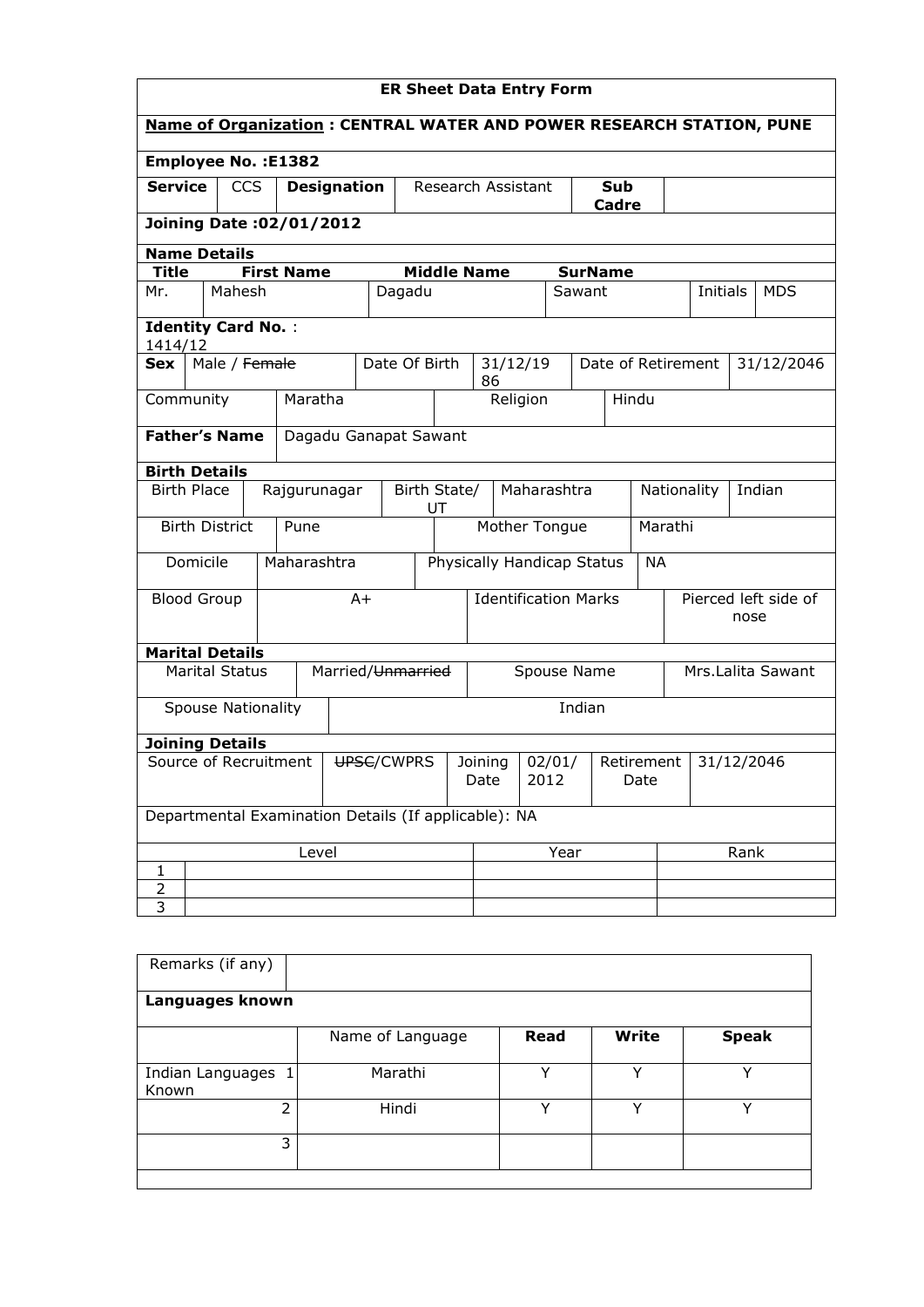# ER Sheet Data Entry Form

**Name of Organization : CENTRAL WATER AND POWER RESEARCH STATION, PUNE**

**Employee No. :E1382**

| **Service** | CCS | **Designation** | Research Assistant | **Sub Cadre** | |
|---|---|---|---|---|---|

**Joining Date :02/01/2012**

**Name Details**

| **Title** | **First Name** | **Middle Name** | **SurName** | | |
|---|---|---|---|---|---|
| Mr. | Mahesh | Dagadu | Sawant | Initials | MDS |

**Identity Card No.** : 1414/12

| **Sex** | Male / ~~Female~~ | Date Of Birth | 31/12/1986 | Date of Retirement | 31/12/2046 |
|---|---|---|---|---|---|
| Community | Maratha | Religion | Hindu | | |

| **Father's Name** | Dagadu Ganapat Sawant |
|---|---|

**Birth Details**

| Birth Place | Rajgurunagar | Birth State/ UT | Maharashtra | Nationality | Indian |
|---|---|---|---|---|---|
| Birth District | Pune | Mother Tongue | Marathi | | |
| Domicile | Maharashtra | Physically Handicap Status | NA | | |
| Blood Group | A+ | Identification Marks | Pierced left side of nose | | |

**Marital Details**

| Marital Status | Married/~~Unmarried~~ | Spouse Name | Mrs.Lalita Sawant |
|---|---|---|---|
| Spouse Nationality | Indian | | |

**Joining Details**

| Source of Recruitment | ~~UPSC~~/CWPRS | Joining Date | 02/01/2012 | Retirement Date | 31/12/2046 |
|---|---|---|---|---|---|

Departmental Examination Details (If applicable): NA

| | Level | Year | Rank |
|---|---|---|---|
| 1 | | | |
| 2 | | | |
| 3 | | | |

| Remarks (if any) | |
|---|---|

**Languages known**

| | Name of Language | **Read** | **Write** | **Speak** |
|---|---|---|---|---|
| Indian Languages Known 1 | Marathi | Y | Y | Y |
| 2 | Hindi | Y | Y | Y |
| 3 | | | | |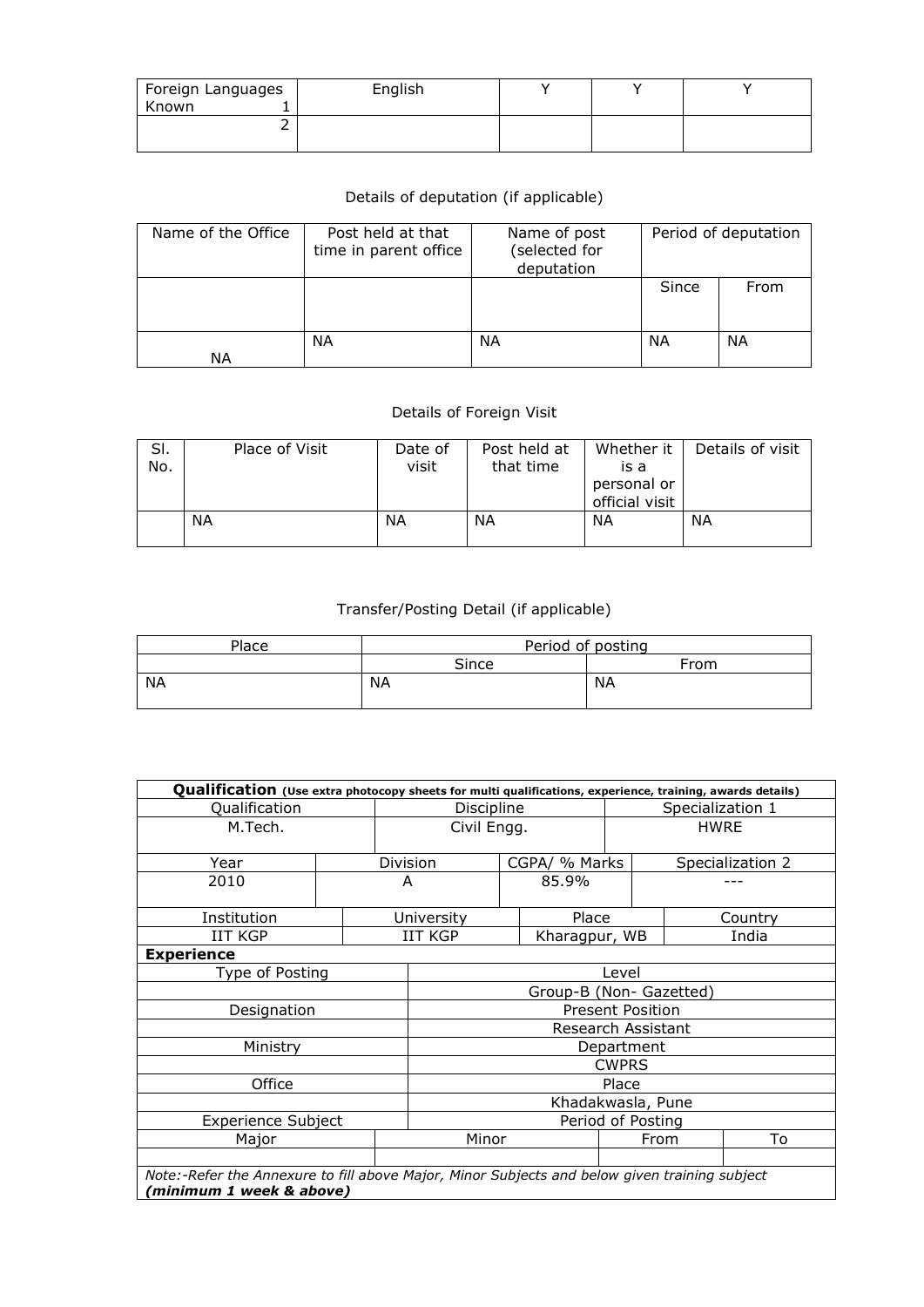| Foreign Languages Known 1 | English | Y | Y | Y |
|---|---|---|---|---|
| 2 | | | | |

Details of deputation (if applicable)

| Name of the Office | Post held at that time in parent office | Name of post (selected for deputation | Period of deputation | |
|---|---|---|---|---|
| | | | Since | From |
| NA | NA | NA | NA | NA |

Details of Foreign Visit

| Sl. No. | Place of Visit | Date of visit | Post held at that time | Whether it is a personal or official visit | Details of visit |
|---|---|---|---|---|---|
| | NA | NA | NA | NA | NA |

Transfer/Posting Detail (if applicable)

| Place | Period of posting | |
|---|---|---|
| | Since | From |
| NA | NA | NA |

| **Qualification** ***(Use extra photocopy sheets for multi qualifications, experience, training, awards details)*** | | | | | |
|---|---|---|---|---|---|
| Qualification | | Discipline | | Specialization 1 | |
| M.Tech. | | Civil Engg. | | HWRE | |
| Year | Division | | CGPA/ % Marks | Specialization 2 | |
| 2010 | A | | 85.9% | --- | |
| Institution | University | | Place | Country | |
| IIT KGP | IIT KGP | | Kharagpur, WB | India | |
| **Experience** | | | | | |
| Type of Posting | | Level | | | |
| | | Group-B (Non- Gazetted) | | | |
| Designation | | Present Position | | | |
| | | Research Assistant | | | |
| Ministry | | Department | | | |
| | | CWPRS | | | |
| Office | | Place | | | |
| | | Khadakwasla, Pune | | | |
| Experience Subject | | Period of Posting | | | |
| Major | Minor | | From | | To |
| | | | | | |
| *Note:-Refer the Annexure to fill above Major, Minor Subjects and below given training subject* ***(minimum 1 week & above)*** | | | | | |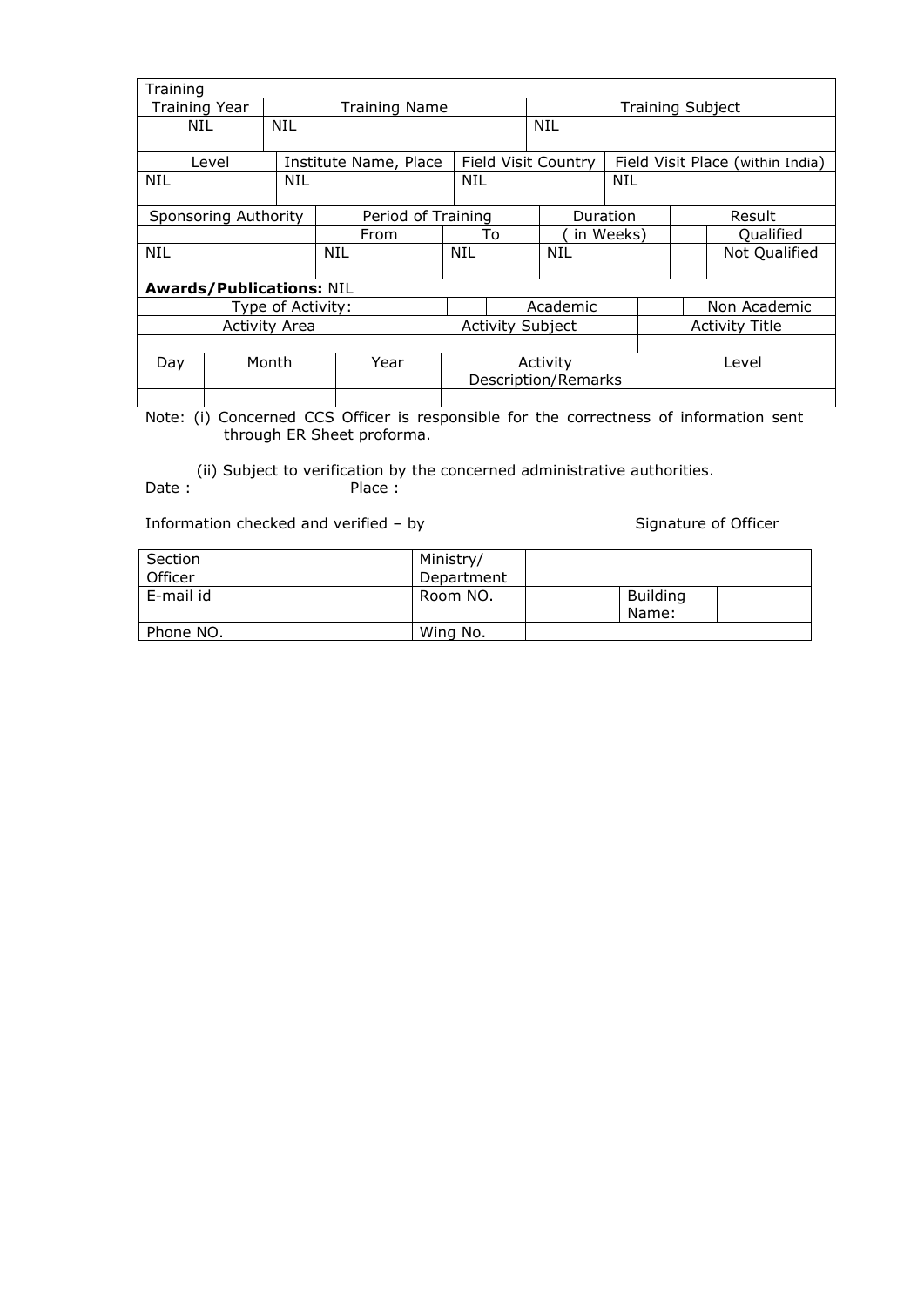| Training | | | | |
|---|---|---|---|---|
| Training Year | Training Name | | Training Subject | |
| NIL | NIL | | NIL | |
| Level | Institute Name, Place | Field Visit Country | | Field Visit Place (within India) |
| NIL | NIL | NIL | | NIL |

| Sponsoring Authority | Period of Training | | Duration | Result | |
|---|---|---|---|---|---|
| | From | To | ( in Weeks) | | Qualified |
| NIL | NIL | NIL | NIL | | Not Qualified |

**Awards/Publications:** NIL

| Type of Activity: | | Academic | | Non Academic |
|---|---|---|---|---|
| Activity Area | Activity Subject | | Activity Title | |
| | | | | |

| Day | Month | Year | Activity Description/Remarks | Level |
|---|---|---|---|---|
| | | | | |

Note: (i) Concerned CCS Officer is responsible for the correctness of information sent through ER Sheet proforma.

(ii) Subject to verification by the concerned administrative authorities.

Date : Place :

Information checked and verified – by

Signature of Officer

| | | | | | |
|---|---|---|---|---|---|
| Section Officer | | Ministry/ Department | | | |
| E-mail id | | Room NO. | | Building Name: | |
| Phone NO. | | Wing No. | | | |